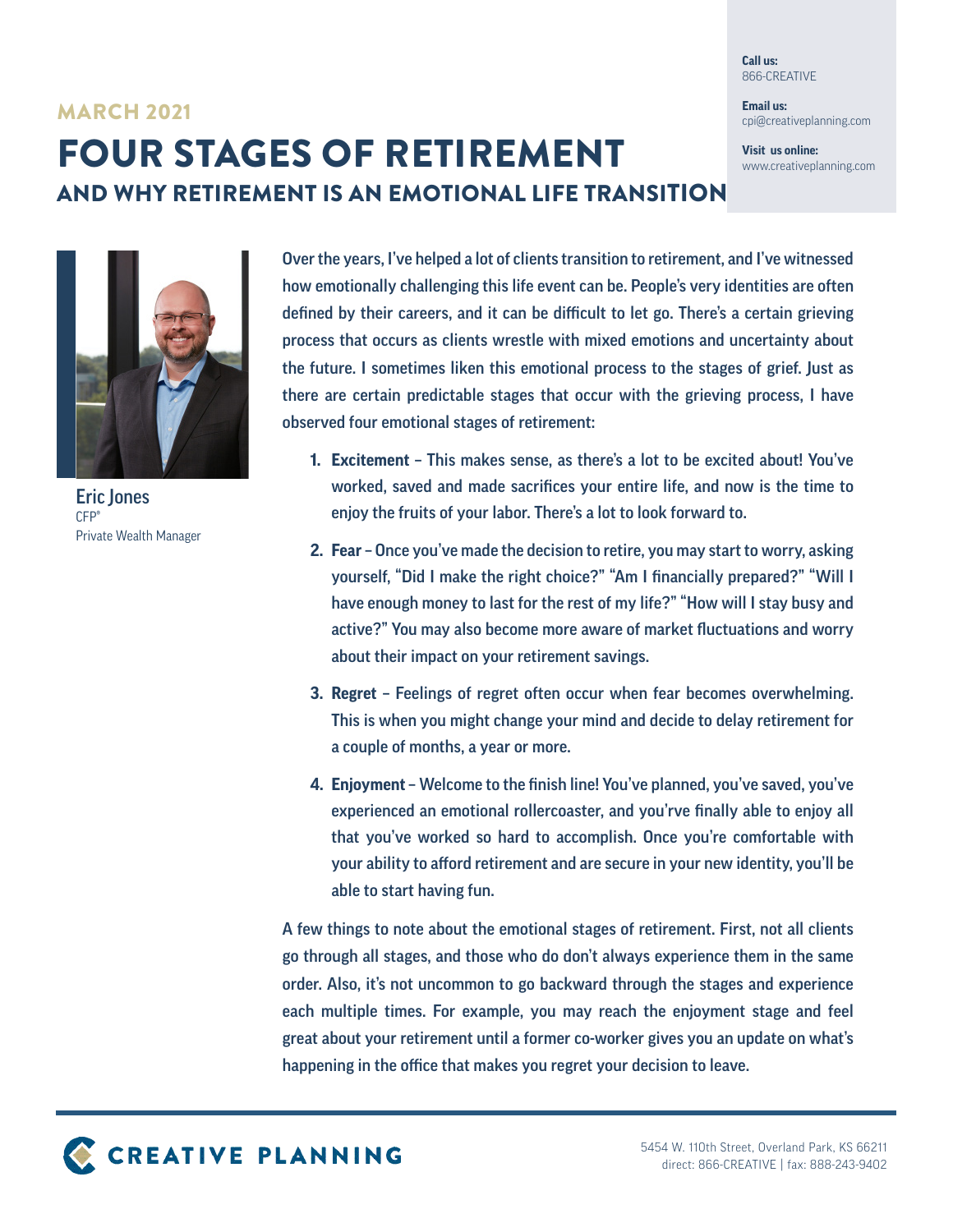MARCH 2021

# FOUR STAGES OF RETIREMENT

## AND WHY RETIREMENT IS AN EMOTIONAL LIFE TRANSITION

**Call us:**
866-CREATIVE

**Email us:**
cpi@creativeplanning.com

**Visit us online:**
www.creativeplanning.com

Eric Jones
CFP®
Private Wealth Manager

Over the years, I've helped a lot of clients transition to retirement, and I've witnessed how emotionally challenging this life event can be. People's very identities are often defined by their careers, and it can be difficult to let go. There's a certain grieving process that occurs as clients wrestle with mixed emotions and uncertainty about the future. I sometimes liken this emotional process to the stages of grief. Just as there are certain predictable stages that occur with the grieving process, I have observed four emotional stages of retirement:

1. **Excitement** – This makes sense, as there's a lot to be excited about! You've worked, saved and made sacrifices your entire life, and now is the time to enjoy the fruits of your labor. There's a lot to look forward to.
2. **Fear** – Once you've made the decision to retire, you may start to worry, asking yourself, "Did I make the right choice?" "Am I financially prepared?" "Will I have enough money to last for the rest of my life?" "How will I stay busy and active?" You may also become more aware of market fluctuations and worry about their impact on your retirement savings.
3. **Regret** – Feelings of regret often occur when fear becomes overwhelming. This is when you might change your mind and decide to delay retirement for a couple of months, a year or more.
4. **Enjoyment** – Welcome to the finish line! You've planned, you've saved, you've experienced an emotional rollercoaster, and you'rve finally able to enjoy all that you've worked so hard to accomplish. Once you're comfortable with your ability to afford retirement and are secure in your new identity, you'll be able to start having fun.

A few things to note about the emotional stages of retirement. First, not all clients go through all stages, and those who do don't always experience them in the same order. Also, it's not uncommon to go backward through the stages and experience each multiple times. For example, you may reach the enjoyment stage and feel great about your retirement until a former co-worker gives you an update on what's happening in the office that makes you regret your decision to leave.

CREATIVE PLANNING

5454 W. 110th Street, Overland Park, KS 66211
direct: 866-CREATIVE | fax: 888-243-9402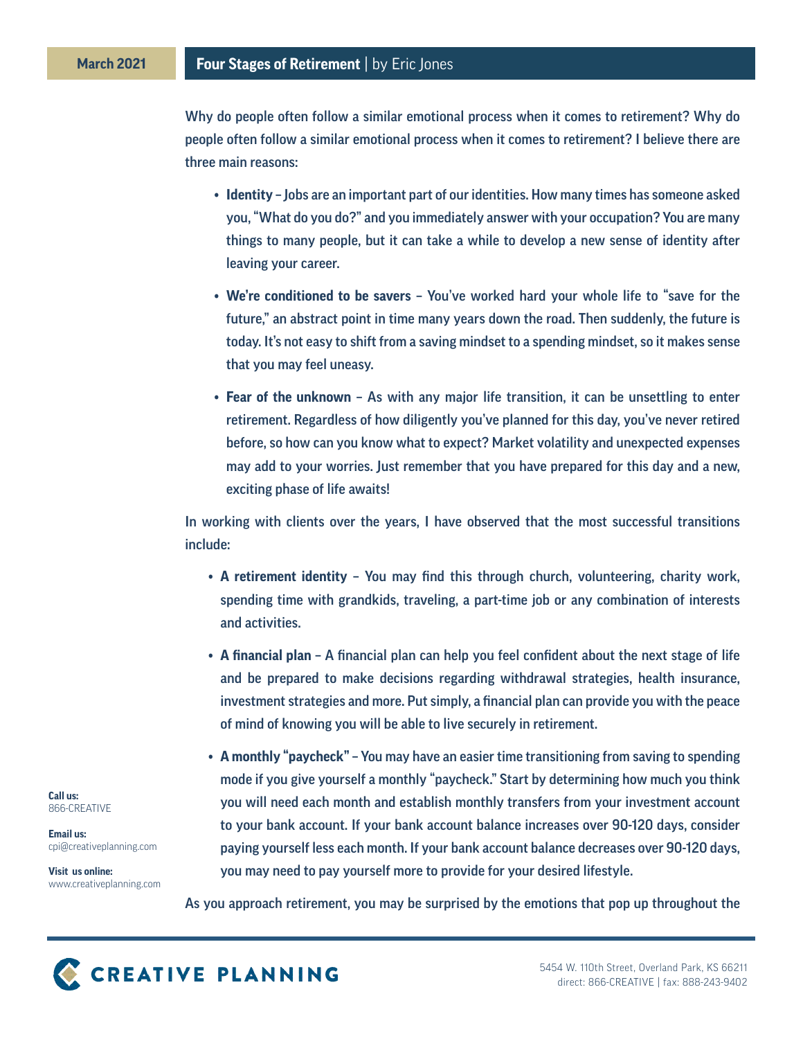Why do people often follow a similar emotional process when it comes to retirement? Why do people often follow a similar emotional process when it comes to retirement? I believe there are three main reasons:

- **Identity** – Jobs are an important part of our identities. How many times has someone asked you, "What do you do?" and you immediately answer with your occupation? You are many things to many people, but it can take a while to develop a new sense of identity after leaving your career.
- **We're conditioned to be savers** – You've worked hard your whole life to "save for the future," an abstract point in time many years down the road. Then suddenly, the future is today. It's not easy to shift from a saving mindset to a spending mindset, so it makes sense that you may feel uneasy.
- **Fear of the unknown** – As with any major life transition, it can be unsettling to enter retirement. Regardless of how diligently you've planned for this day, you've never retired before, so how can you know what to expect? Market volatility and unexpected expenses may add to your worries. Just remember that you have prepared for this day and a new, exciting phase of life awaits!

In working with clients over the years, I have observed that the most successful transitions include:

- **A retirement identity** – You may find this through church, volunteering, charity work, spending time with grandkids, traveling, a part-time job or any combination of interests and activities.
- **A financial plan** – A financial plan can help you feel confident about the next stage of life and be prepared to make decisions regarding withdrawal strategies, health insurance, investment strategies and more. Put simply, a financial plan can provide you with the peace of mind of knowing you will be able to live securely in retirement.
- **A monthly "paycheck"** – You may have an easier time transitioning from saving to spending mode if you give yourself a monthly "paycheck." Start by determining how much you think you will need each month and establish monthly transfers from your investment account to your bank account. If your bank account balance increases over 90-120 days, consider paying yourself less each month. If your bank account balance decreases over 90-120 days, you may need to pay yourself more to provide for your desired lifestyle.

As you approach retirement, you may be surprised by the emotions that pop up throughout the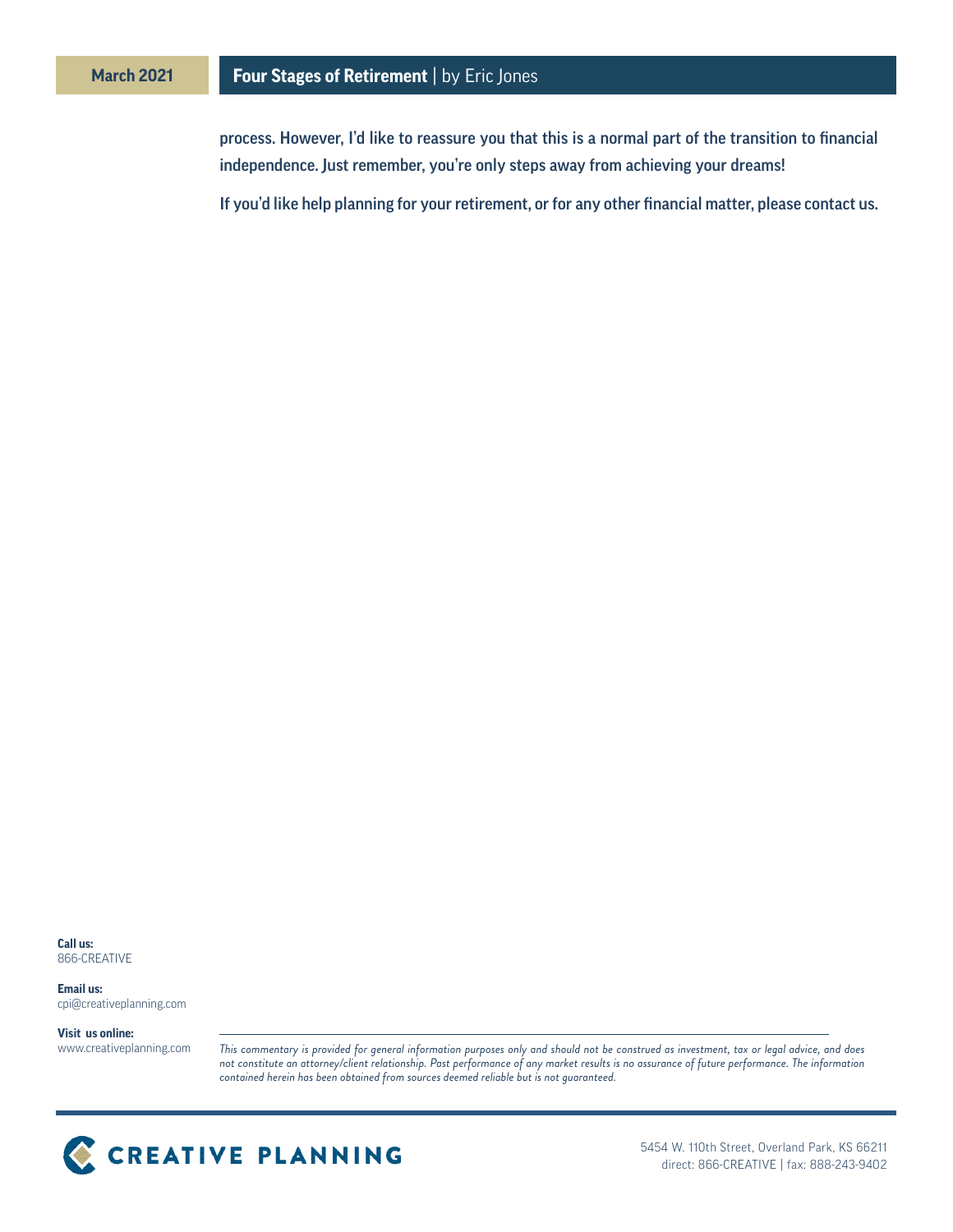process. However, I'd like to reassure you that this is a normal part of the transition to financial independence. Just remember, you're only steps away from achieving your dreams!

If you'd like help planning for your retirement, or for any other financial matter, please contact us.

**Call us:**
866-CREATIVE

**Email us:**
cpi@creativeplanning.com

**Visit us online:**
www.creativeplanning.com

*This commentary is provided for general information purposes only and should not be construed as investment, tax or legal advice, and does not constitute an attorney/client relationship. Past performance of any market results is no assurance of future performance. The information contained herein has been obtained from sources deemed reliable but is not guaranteed.*

CREATIVE PLANNING

5454 W. 110th Street, Overland Park, KS 66211
direct: 866-CREATIVE | fax: 888-243-9402